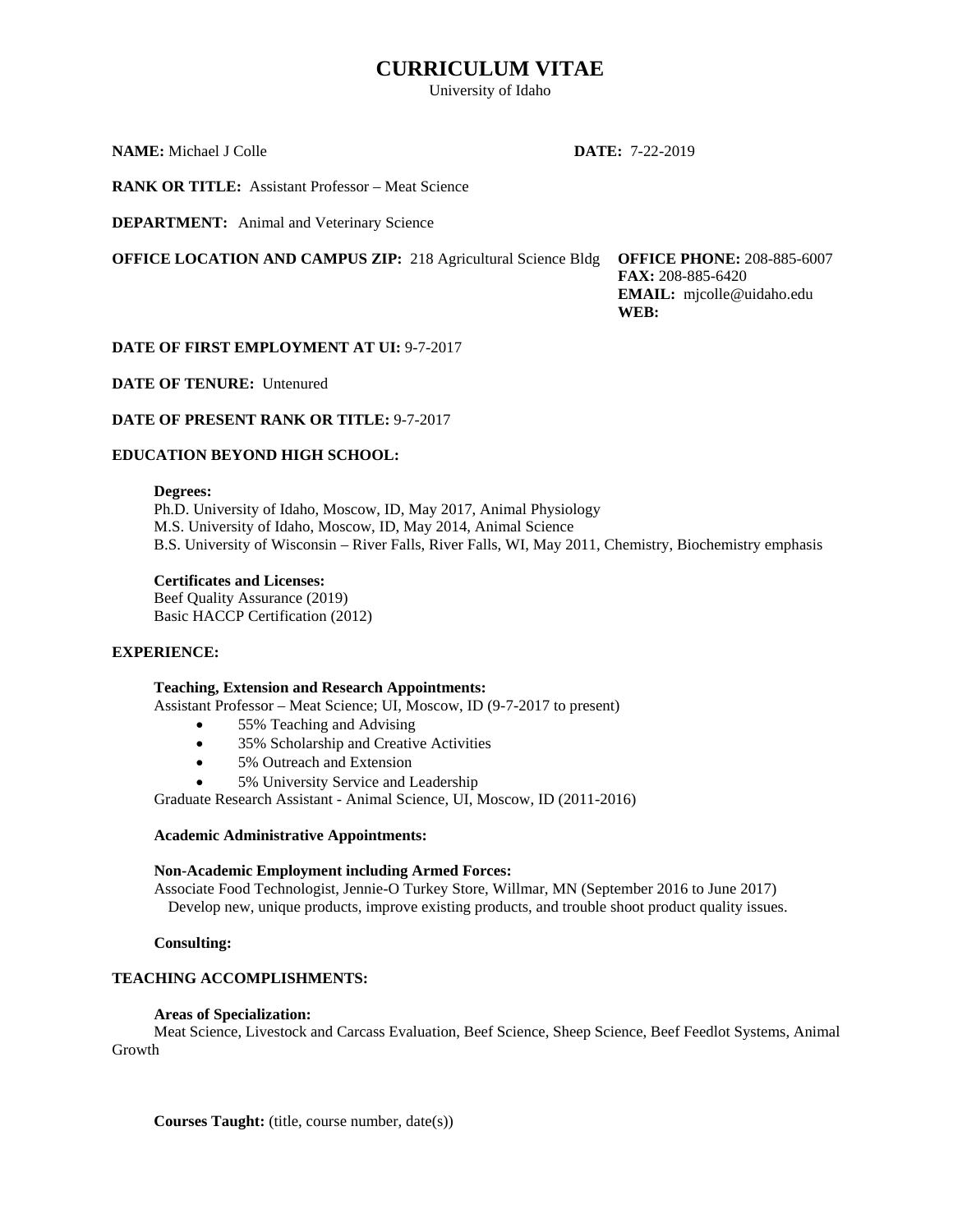# CURRICULUM VITAE

University of Idaho

**NAME:** Michael J Colle **DATE:** 7-22-2019

**RANK OR TITLE:** Assistant Professor – Meat Science

**DEPARTMENT:** Animal and Veterinary Science

**OFFICE LOCATION AND CAMPUS ZIP:** 218 Agricultural Science Bldg

**OFFICE PHONE:** 208-885-6007
**FAX:** 208-885-6420
**EMAIL:** mjcolle@uidaho.edu
**WEB:**

**DATE OF FIRST EMPLOYMENT AT UI:** 9-7-2017

**DATE OF TENURE:** Untenured

**DATE OF PRESENT RANK OR TITLE:** 9-7-2017

## EDUCATION BEYOND HIGH SCHOOL:

**Degrees:**
Ph.D. University of Idaho, Moscow, ID, May 2017, Animal Physiology
M.S. University of Idaho, Moscow, ID, May 2014, Animal Science
B.S. University of Wisconsin – River Falls, River Falls, WI, May 2011, Chemistry, Biochemistry emphasis

**Certificates and Licenses:**
Beef Quality Assurance (2019)
Basic HACCP Certification (2012)

## EXPERIENCE:

**Teaching, Extension and Research Appointments:**
Assistant Professor – Meat Science; UI, Moscow, ID (9-7-2017 to present)

- 55% Teaching and Advising
- 35% Scholarship and Creative Activities
- 5% Outreach and Extension
- 5% University Service and Leadership

Graduate Research Assistant - Animal Science, UI, Moscow, ID (2011-2016)

**Academic Administrative Appointments:**

**Non-Academic Employment including Armed Forces:**
Associate Food Technologist, Jennie-O Turkey Store, Willmar, MN (September 2016 to June 2017)
Develop new, unique products, improve existing products, and trouble shoot product quality issues.

**Consulting:**

## TEACHING ACCOMPLISHMENTS:

**Areas of Specialization:**
Meat Science, Livestock and Carcass Evaluation, Beef Science, Sheep Science, Beef Feedlot Systems, Animal Growth

**Courses Taught:** (title, course number, date(s))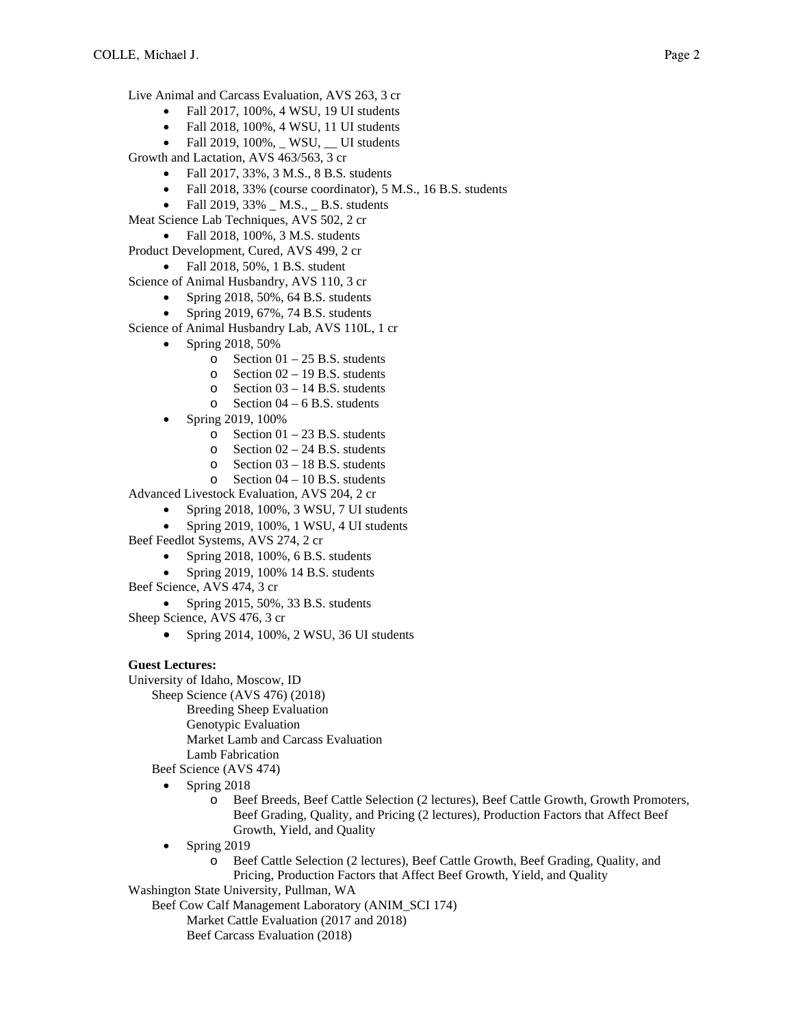Live Animal and Carcass Evaluation, AVS 263, 3 cr

- Fall 2017, 100%, 4 WSU, 19 UI students
- Fall 2018, 100%, 4 WSU, 11 UI students
- Fall 2019, 100%, _ WSU, __ UI students

Growth and Lactation, AVS 463/563, 3 cr

- Fall 2017, 33%, 3 M.S., 8 B.S. students
- Fall 2018, 33% (course coordinator), 5 M.S., 16 B.S. students
- Fall 2019, 33% _ M.S., _ B.S. students

Meat Science Lab Techniques, AVS 502, 2 cr

- Fall 2018, 100%, 3 M.S. students

Product Development, Cured, AVS 499, 2 cr

- Fall 2018, 50%, 1 B.S. student

Science of Animal Husbandry, AVS 110, 3 cr

- Spring 2018, 50%, 64 B.S. students
- Spring 2019, 67%, 74 B.S. students

Science of Animal Husbandry Lab, AVS 110L, 1 cr

- Spring 2018, 50%
  - Section 01 – 25 B.S. students
  - Section 02 – 19 B.S. students
  - Section 03 – 14 B.S. students
  - Section 04 – 6 B.S. students
- Spring 2019, 100%
  - Section 01 – 23 B.S. students
  - Section 02 – 24 B.S. students
  - Section 03 – 18 B.S. students
  - Section 04 – 10 B.S. students

Advanced Livestock Evaluation, AVS 204, 2 cr

- Spring 2018, 100%, 3 WSU, 7 UI students
- Spring 2019, 100%, 1 WSU, 4 UI students

Beef Feedlot Systems, AVS 274, 2 cr

- Spring 2018, 100%, 6 B.S. students
- Spring 2019, 100% 14 B.S. students

Beef Science, AVS 474, 3 cr

- Spring 2015, 50%, 33 B.S. students

Sheep Science, AVS 476, 3 cr

- Spring 2014, 100%, 2 WSU, 36 UI students

**Guest Lectures:**

University of Idaho, Moscow, ID

Sheep Science (AVS 476) (2018)

Breeding Sheep Evaluation
Genotypic Evaluation
Market Lamb and Carcass Evaluation
Lamb Fabrication

Beef Science (AVS 474)

- Spring 2018
  - Beef Breeds, Beef Cattle Selection (2 lectures), Beef Cattle Growth, Growth Promoters, Beef Grading, Quality, and Pricing (2 lectures), Production Factors that Affect Beef Growth, Yield, and Quality
- Spring 2019
  - Beef Cattle Selection (2 lectures), Beef Cattle Growth, Beef Grading, Quality, and Pricing, Production Factors that Affect Beef Growth, Yield, and Quality

Washington State University, Pullman, WA

Beef Cow Calf Management Laboratory (ANIM_SCI 174)

Market Cattle Evaluation (2017 and 2018)
Beef Carcass Evaluation (2018)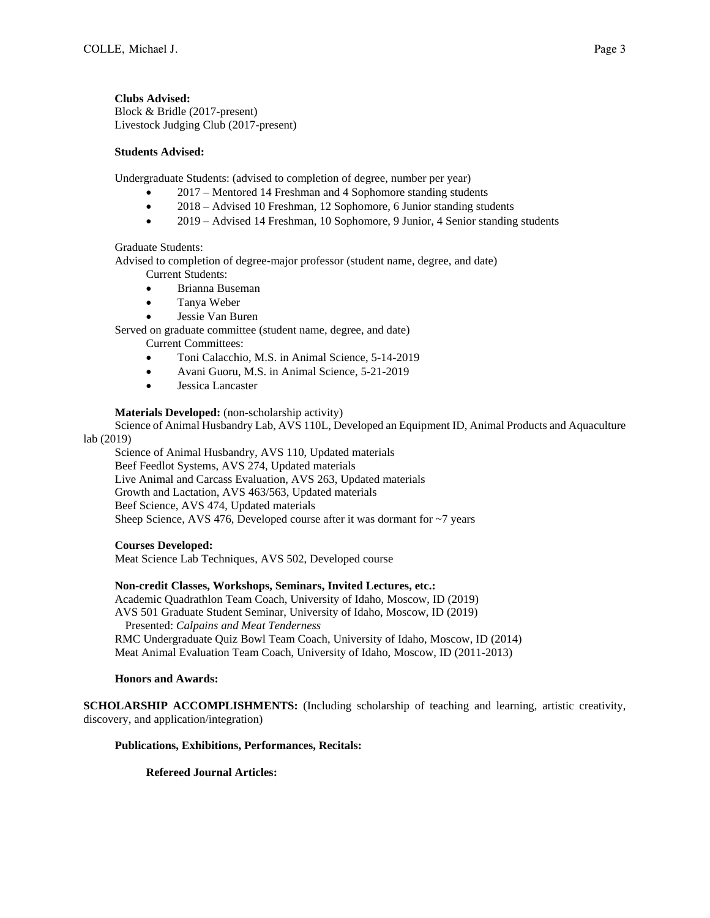**Clubs Advised:**
Block & Bridle (2017-present)
Livestock Judging Club (2017-present)

**Students Advised:**

Undergraduate Students: (advised to completion of degree, number per year)

- 2017 – Mentored 14 Freshman and 4 Sophomore standing students
- 2018 – Advised 10 Freshman, 12 Sophomore, 6 Junior standing students
- 2019 – Advised 14 Freshman, 10 Sophomore, 9 Junior, 4 Senior standing students

Graduate Students:
Advised to completion of degree-major professor (student name, degree, and date)
Current Students:

- Brianna Buseman
- Tanya Weber
- Jessie Van Buren

Served on graduate committee (student name, degree, and date)
Current Committees:

- Toni Calacchio, M.S. in Animal Science, 5-14-2019
- Avani Guoru, M.S. in Animal Science, 5-21-2019
- Jessica Lancaster

**Materials Developed:** (non-scholarship activity)
Science of Animal Husbandry Lab, AVS 110L, Developed an Equipment ID, Animal Products and Aquaculture lab (2019)
Science of Animal Husbandry, AVS 110, Updated materials
Beef Feedlot Systems, AVS 274, Updated materials
Live Animal and Carcass Evaluation, AVS 263, Updated materials
Growth and Lactation, AVS 463/563, Updated materials
Beef Science, AVS 474, Updated materials
Sheep Science, AVS 476, Developed course after it was dormant for ~7 years

**Courses Developed:**
Meat Science Lab Techniques, AVS 502, Developed course

**Non-credit Classes, Workshops, Seminars, Invited Lectures, etc.:**
Academic Quadrathlon Team Coach, University of Idaho, Moscow, ID (2019)
AVS 501 Graduate Student Seminar, University of Idaho, Moscow, ID (2019)
Presented: *Calpains and Meat Tenderness*
RMC Undergraduate Quiz Bowl Team Coach, University of Idaho, Moscow, ID (2014)
Meat Animal Evaluation Team Coach, University of Idaho, Moscow, ID (2011-2013)

**Honors and Awards:**

**SCHOLARSHIP ACCOMPLISHMENTS:** (Including scholarship of teaching and learning, artistic creativity, discovery, and application/integration)

**Publications, Exhibitions, Performances, Recitals:**

**Refereed Journal Articles:**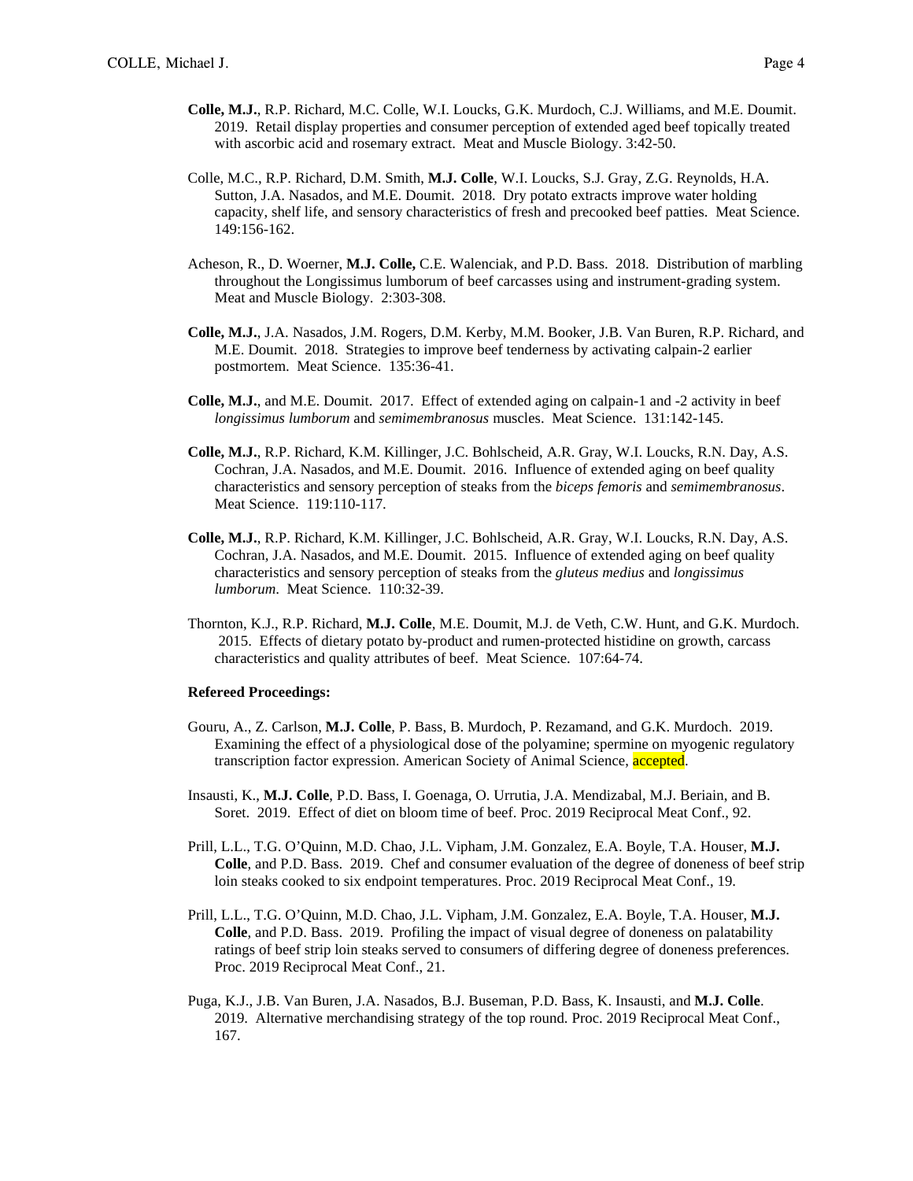**Colle, M.J.**, R.P. Richard, M.C. Colle, W.I. Loucks, G.K. Murdoch, C.J. Williams, and M.E. Doumit. 2019. Retail display properties and consumer perception of extended aged beef topically treated with ascorbic acid and rosemary extract. Meat and Muscle Biology. 3:42-50.

Colle, M.C., R.P. Richard, D.M. Smith, **M.J. Colle**, W.I. Loucks, S.J. Gray, Z.G. Reynolds, H.A. Sutton, J.A. Nasados, and M.E. Doumit. 2018. Dry potato extracts improve water holding capacity, shelf life, and sensory characteristics of fresh and precooked beef patties. Meat Science. 149:156-162.

Acheson, R., D. Woerner, **M.J. Colle,** C.E. Walenciak, and P.D. Bass. 2018. Distribution of marbling throughout the Longissimus lumborum of beef carcasses using and instrument-grading system. Meat and Muscle Biology. 2:303-308.

**Colle, M.J.**, J.A. Nasados, J.M. Rogers, D.M. Kerby, M.M. Booker, J.B. Van Buren, R.P. Richard, and M.E. Doumit. 2018. Strategies to improve beef tenderness by activating calpain-2 earlier postmortem. Meat Science. 135:36-41.

**Colle, M.J.**, and M.E. Doumit. 2017. Effect of extended aging on calpain-1 and -2 activity in beef *longissimus lumborum* and *semimembranosus* muscles. Meat Science. 131:142-145.

**Colle, M.J.**, R.P. Richard, K.M. Killinger, J.C. Bohlscheid, A.R. Gray, W.I. Loucks, R.N. Day, A.S. Cochran, J.A. Nasados, and M.E. Doumit. 2016. Influence of extended aging on beef quality characteristics and sensory perception of steaks from the *biceps femoris* and *semimembranosus*. Meat Science. 119:110-117.

**Colle, M.J.**, R.P. Richard, K.M. Killinger, J.C. Bohlscheid, A.R. Gray, W.I. Loucks, R.N. Day, A.S. Cochran, J.A. Nasados, and M.E. Doumit. 2015. Influence of extended aging on beef quality characteristics and sensory perception of steaks from the *gluteus medius* and *longissimus lumborum*. Meat Science. 110:32-39.

Thornton, K.J., R.P. Richard, **M.J. Colle**, M.E. Doumit, M.J. de Veth, C.W. Hunt, and G.K. Murdoch. 2015. Effects of dietary potato by-product and rumen-protected histidine on growth, carcass characteristics and quality attributes of beef. Meat Science. 107:64-74.

**Refereed Proceedings:**

Gouru, A., Z. Carlson, **M.J. Colle**, P. Bass, B. Murdoch, P. Rezamand, and G.K. Murdoch. 2019. Examining the effect of a physiological dose of the polyamine; spermine on myogenic regulatory transcription factor expression. American Society of Animal Science, accepted.

Insausti, K., **M.J. Colle**, P.D. Bass, I. Goenaga, O. Urrutia, J.A. Mendizabal, M.J. Beriain, and B. Soret. 2019. Effect of diet on bloom time of beef. Proc. 2019 Reciprocal Meat Conf., 92.

Prill, L.L., T.G. O'Quinn, M.D. Chao, J.L. Vipham, J.M. Gonzalez, E.A. Boyle, T.A. Houser, **M.J. Colle**, and P.D. Bass. 2019. Chef and consumer evaluation of the degree of doneness of beef strip loin steaks cooked to six endpoint temperatures. Proc. 2019 Reciprocal Meat Conf., 19.

Prill, L.L., T.G. O'Quinn, M.D. Chao, J.L. Vipham, J.M. Gonzalez, E.A. Boyle, T.A. Houser, **M.J. Colle**, and P.D. Bass. 2019. Profiling the impact of visual degree of doneness on palatability ratings of beef strip loin steaks served to consumers of differing degree of doneness preferences. Proc. 2019 Reciprocal Meat Conf., 21.

Puga, K.J., J.B. Van Buren, J.A. Nasados, B.J. Buseman, P.D. Bass, K. Insausti, and **M.J. Colle**. 2019. Alternative merchandising strategy of the top round. Proc. 2019 Reciprocal Meat Conf., 167.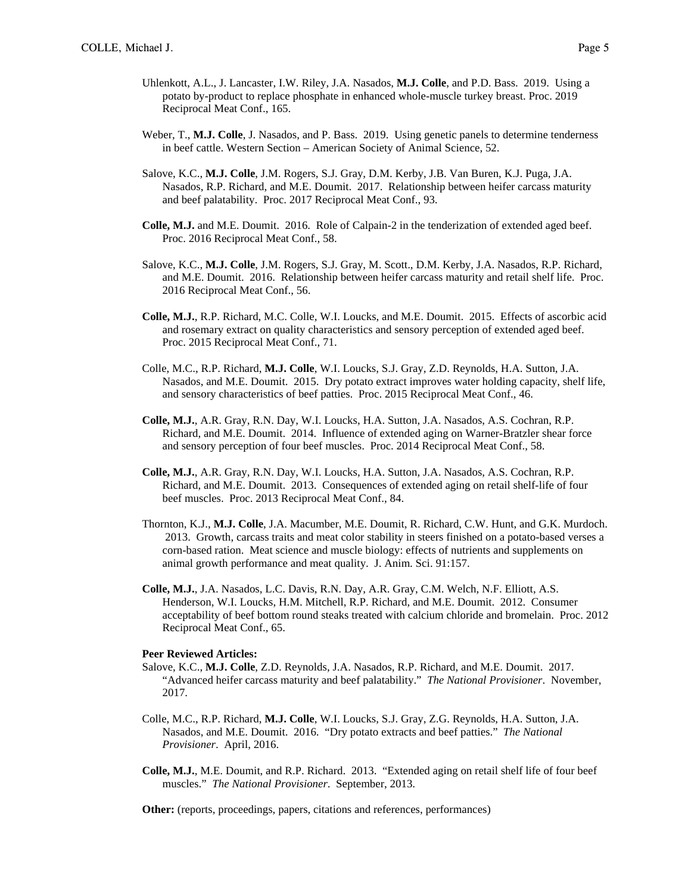Uhlenkott, A.L., J. Lancaster, I.W. Riley, J.A. Nasados, **M.J. Colle**, and P.D. Bass. 2019. Using a potato by-product to replace phosphate in enhanced whole-muscle turkey breast. Proc. 2019 Reciprocal Meat Conf., 165.

Weber, T., **M.J. Colle**, J. Nasados, and P. Bass. 2019. Using genetic panels to determine tenderness in beef cattle. Western Section – American Society of Animal Science, 52.

Salove, K.C., **M.J. Colle**, J.M. Rogers, S.J. Gray, D.M. Kerby, J.B. Van Buren, K.J. Puga, J.A. Nasados, R.P. Richard, and M.E. Doumit. 2017. Relationship between heifer carcass maturity and beef palatability. Proc. 2017 Reciprocal Meat Conf., 93.

**Colle, M.J.** and M.E. Doumit. 2016. Role of Calpain-2 in the tenderization of extended aged beef. Proc. 2016 Reciprocal Meat Conf., 58.

Salove, K.C., **M.J. Colle**, J.M. Rogers, S.J. Gray, M. Scott., D.M. Kerby, J.A. Nasados, R.P. Richard, and M.E. Doumit. 2016. Relationship between heifer carcass maturity and retail shelf life. Proc. 2016 Reciprocal Meat Conf., 56.

**Colle, M.J.**, R.P. Richard, M.C. Colle, W.I. Loucks, and M.E. Doumit. 2015. Effects of ascorbic acid and rosemary extract on quality characteristics and sensory perception of extended aged beef. Proc. 2015 Reciprocal Meat Conf., 71.

Colle, M.C., R.P. Richard, **M.J. Colle**, W.I. Loucks, S.J. Gray, Z.D. Reynolds, H.A. Sutton, J.A. Nasados, and M.E. Doumit. 2015. Dry potato extract improves water holding capacity, shelf life, and sensory characteristics of beef patties. Proc. 2015 Reciprocal Meat Conf., 46.

**Colle, M.J.**, A.R. Gray, R.N. Day, W.I. Loucks, H.A. Sutton, J.A. Nasados, A.S. Cochran, R.P. Richard, and M.E. Doumit. 2014. Influence of extended aging on Warner-Bratzler shear force and sensory perception of four beef muscles. Proc. 2014 Reciprocal Meat Conf., 58.

**Colle, M.J.**, A.R. Gray, R.N. Day, W.I. Loucks, H.A. Sutton, J.A. Nasados, A.S. Cochran, R.P. Richard, and M.E. Doumit. 2013. Consequences of extended aging on retail shelf-life of four beef muscles. Proc. 2013 Reciprocal Meat Conf., 84.

Thornton, K.J., **M.J. Colle**, J.A. Macumber, M.E. Doumit, R. Richard, C.W. Hunt, and G.K. Murdoch. 2013. Growth, carcass traits and meat color stability in steers finished on a potato-based verses a corn-based ration. Meat science and muscle biology: effects of nutrients and supplements on animal growth performance and meat quality. J. Anim. Sci. 91:157.

**Colle, M.J.**, J.A. Nasados, L.C. Davis, R.N. Day, A.R. Gray, C.M. Welch, N.F. Elliott, A.S. Henderson, W.I. Loucks, H.M. Mitchell, R.P. Richard, and M.E. Doumit. 2012. Consumer acceptability of beef bottom round steaks treated with calcium chloride and bromelain. Proc. 2012 Reciprocal Meat Conf., 65.

**Peer Reviewed Articles:**

Salove, K.C., **M.J. Colle**, Z.D. Reynolds, J.A. Nasados, R.P. Richard, and M.E. Doumit. 2017. "Advanced heifer carcass maturity and beef palatability." *The National Provisioner*. November, 2017.

Colle, M.C., R.P. Richard, **M.J. Colle**, W.I. Loucks, S.J. Gray, Z.G. Reynolds, H.A. Sutton, J.A. Nasados, and M.E. Doumit. 2016. "Dry potato extracts and beef patties." *The National Provisioner*. April, 2016.

**Colle, M.J.**, M.E. Doumit, and R.P. Richard. 2013. "Extended aging on retail shelf life of four beef muscles." *The National Provisioner*. September, 2013.

**Other:** (reports, proceedings, papers, citations and references, performances)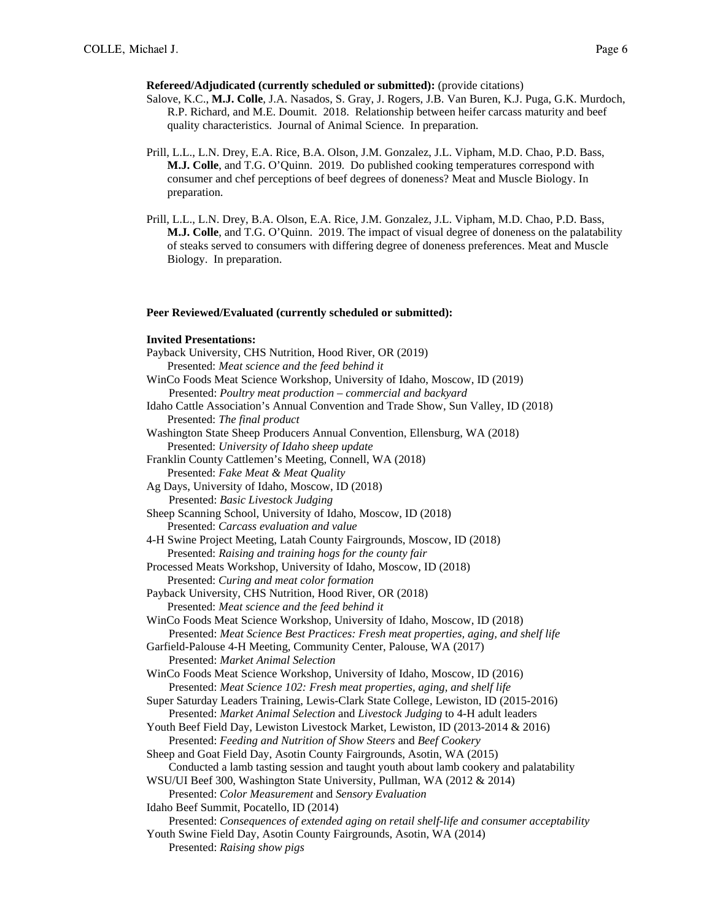**Refereed/Adjudicated (currently scheduled or submitted):** (provide citations)

Salove, K.C., **M.J. Colle**, J.A. Nasados, S. Gray, J. Rogers, J.B. Van Buren, K.J. Puga, G.K. Murdoch, R.P. Richard, and M.E. Doumit. 2018. Relationship between heifer carcass maturity and beef quality characteristics. Journal of Animal Science. In preparation.

Prill, L.L., L.N. Drey, E.A. Rice, B.A. Olson, J.M. Gonzalez, J.L. Vipham, M.D. Chao, P.D. Bass, **M.J. Colle**, and T.G. O'Quinn. 2019. Do published cooking temperatures correspond with consumer and chef perceptions of beef degrees of doneness? Meat and Muscle Biology. In preparation.

Prill, L.L., L.N. Drey, B.A. Olson, E.A. Rice, J.M. Gonzalez, J.L. Vipham, M.D. Chao, P.D. Bass, **M.J. Colle**, and T.G. O'Quinn. 2019. The impact of visual degree of doneness on the palatability of steaks served to consumers with differing degree of doneness preferences. Meat and Muscle Biology. In preparation.

**Peer Reviewed/Evaluated (currently scheduled or submitted):**

**Invited Presentations:**

Payback University, CHS Nutrition, Hood River, OR (2019)
Presented: *Meat science and the feed behind it*

WinCo Foods Meat Science Workshop, University of Idaho, Moscow, ID (2019)
Presented: *Poultry meat production – commercial and backyard*

Idaho Cattle Association's Annual Convention and Trade Show, Sun Valley, ID (2018)
Presented: *The final product*

Washington State Sheep Producers Annual Convention, Ellensburg, WA (2018)
Presented: *University of Idaho sheep update*

Franklin County Cattlemen's Meeting, Connell, WA (2018)
Presented: *Fake Meat & Meat Quality*

Ag Days, University of Idaho, Moscow, ID (2018)
Presented: *Basic Livestock Judging*

Sheep Scanning School, University of Idaho, Moscow, ID (2018)
Presented: *Carcass evaluation and value*

4-H Swine Project Meeting, Latah County Fairgrounds, Moscow, ID (2018)
Presented: *Raising and training hogs for the county fair*

Processed Meats Workshop, University of Idaho, Moscow, ID (2018)
Presented: *Curing and meat color formation*

Payback University, CHS Nutrition, Hood River, OR (2018)
Presented: *Meat science and the feed behind it*

WinCo Foods Meat Science Workshop, University of Idaho, Moscow, ID (2018)
Presented: *Meat Science Best Practices: Fresh meat properties, aging, and shelf life*

Garfield-Palouse 4-H Meeting, Community Center, Palouse, WA (2017)
Presented: *Market Animal Selection*

WinCo Foods Meat Science Workshop, University of Idaho, Moscow, ID (2016)
Presented: *Meat Science 102: Fresh meat properties, aging, and shelf life*

Super Saturday Leaders Training, Lewis-Clark State College, Lewiston, ID (2015-2016)
Presented: *Market Animal Selection* and *Livestock Judging* to 4-H adult leaders

Youth Beef Field Day, Lewiston Livestock Market, Lewiston, ID (2013-2014 & 2016)
Presented: *Feeding and Nutrition of Show Steers* and *Beef Cookery*

Sheep and Goat Field Day, Asotin County Fairgrounds, Asotin, WA (2015)
Conducted a lamb tasting session and taught youth about lamb cookery and palatability

WSU/UI Beef 300, Washington State University, Pullman, WA (2012 & 2014)
Presented: *Color Measurement* and *Sensory Evaluation*

Idaho Beef Summit, Pocatello, ID (2014)
Presented: *Consequences of extended aging on retail shelf-life and consumer acceptability*

Youth Swine Field Day, Asotin County Fairgrounds, Asotin, WA (2014)
Presented: *Raising show pigs*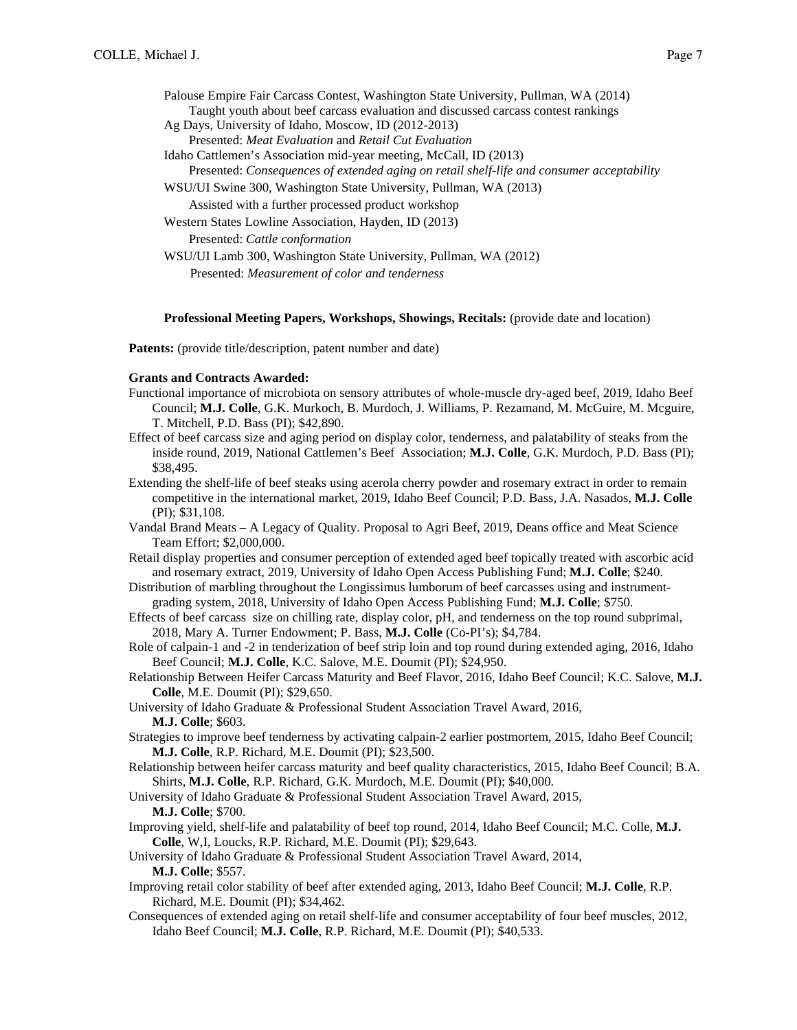Palouse Empire Fair Carcass Contest, Washington State University, Pullman, WA (2014)
Taught youth about beef carcass evaluation and discussed carcass contest rankings

Ag Days, University of Idaho, Moscow, ID (2012-2013)
Presented: *Meat Evaluation* and *Retail Cut Evaluation*

Idaho Cattlemen's Association mid-year meeting, McCall, ID (2013)
Presented: *Consequences of extended aging on retail shelf-life and consumer acceptability*

WSU/UI Swine 300, Washington State University, Pullman, WA (2013)
Assisted with a further processed product workshop

Western States Lowline Association, Hayden, ID (2013)
Presented: *Cattle conformation*

WSU/UI Lamb 300, Washington State University, Pullman, WA (2012)
Presented: *Measurement of color and tenderness*

**Professional Meeting Papers, Workshops, Showings, Recitals:** (provide date and location)

**Patents:** (provide title/description, patent number and date)

**Grants and Contracts Awarded:**

Functional importance of microbiota on sensory attributes of whole-muscle dry-aged beef, 2019, Idaho Beef Council; **M.J. Colle**, G.K. Murkoch, B. Murdoch, J. Williams, P. Rezamand, M. McGuire, M. Mcguire, T. Mitchell, P.D. Bass (PI); $42,890.

Effect of beef carcass size and aging period on display color, tenderness, and palatability of steaks from the inside round, 2019, National Cattlemen's Beef Association; **M.J. Colle**, G.K. Murdoch, P.D. Bass (PI); $38,495.

Extending the shelf-life of beef steaks using acerola cherry powder and rosemary extract in order to remain competitive in the international market, 2019, Idaho Beef Council; P.D. Bass, J.A. Nasados, **M.J. Colle** (PI); $31,108.

Vandal Brand Meats – A Legacy of Quality. Proposal to Agri Beef, 2019, Deans office and Meat Science Team Effort; $2,000,000.

Retail display properties and consumer perception of extended aged beef topically treated with ascorbic acid and rosemary extract, 2019, University of Idaho Open Access Publishing Fund; **M.J. Colle**; $240.

Distribution of marbling throughout the Longissimus lumborum of beef carcasses using and instrument-grading system, 2018, University of Idaho Open Access Publishing Fund; **M.J. Colle**; $750.

Effects of beef carcass size on chilling rate, display color, pH, and tenderness on the top round subprimal, 2018, Mary A. Turner Endowment; P. Bass, **M.J. Colle** (Co-PI's); $4,784.

Role of calpain-1 and -2 in tenderization of beef strip loin and top round during extended aging, 2016, Idaho Beef Council; **M.J. Colle**, K.C. Salove, M.E. Doumit (PI); $24,950.

Relationship Between Heifer Carcass Maturity and Beef Flavor, 2016, Idaho Beef Council; K.C. Salove, **M.J. Colle**, M.E. Doumit (PI); $29,650.

University of Idaho Graduate & Professional Student Association Travel Award, 2016, **M.J. Colle**; $603.

Strategies to improve beef tenderness by activating calpain-2 earlier postmortem, 2015, Idaho Beef Council; **M.J. Colle**, R.P. Richard, M.E. Doumit (PI); $23,500.

Relationship between heifer carcass maturity and beef quality characteristics, 2015, Idaho Beef Council; B.A. Shirts, **M.J. Colle**, R.P. Richard, G.K. Murdoch, M.E. Doumit (PI); $40,000.

University of Idaho Graduate & Professional Student Association Travel Award, 2015, **M.J. Colle**; $700.

Improving yield, shelf-life and palatability of beef top round, 2014, Idaho Beef Council; M.C. Colle, **M.J. Colle**, W,I, Loucks, R.P. Richard, M.E. Doumit (PI); $29,643.

University of Idaho Graduate & Professional Student Association Travel Award, 2014, **M.J. Colle**; $557.

Improving retail color stability of beef after extended aging, 2013, Idaho Beef Council; **M.J. Colle**, R.P. Richard, M.E. Doumit (PI); $34,462.

Consequences of extended aging on retail shelf-life and consumer acceptability of four beef muscles, 2012, Idaho Beef Council; **M.J. Colle**, R.P. Richard, M.E. Doumit (PI); $40,533.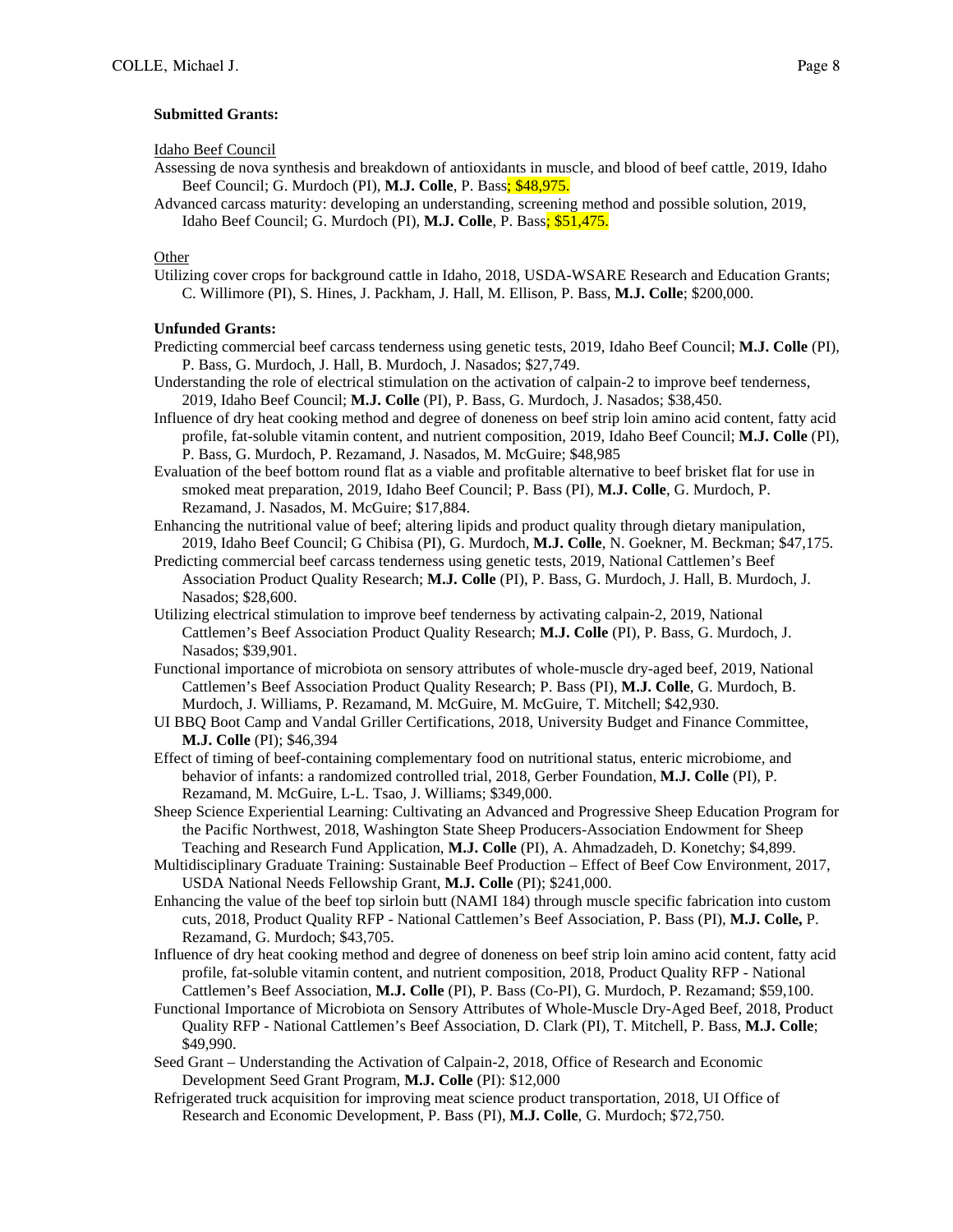**Submitted Grants:**

Idaho Beef Council

Assessing de nova synthesis and breakdown of antioxidants in muscle, and blood of beef cattle, 2019, Idaho Beef Council; G. Murdoch (PI), **M.J. Colle**, P. Bass; $48,975.

Advanced carcass maturity: developing an understanding, screening method and possible solution, 2019, Idaho Beef Council; G. Murdoch (PI), **M.J. Colle**, P. Bass; $51,475.

Other

Utilizing cover crops for background cattle in Idaho, 2018, USDA-WSARE Research and Education Grants; C. Willimore (PI), S. Hines, J. Packham, J. Hall, M. Ellison, P. Bass, **M.J. Colle**; $200,000.

**Unfunded Grants:**

Predicting commercial beef carcass tenderness using genetic tests, 2019, Idaho Beef Council; **M.J. Colle** (PI), P. Bass, G. Murdoch, J. Hall, B. Murdoch, J. Nasados; $27,749.

Understanding the role of electrical stimulation on the activation of calpain-2 to improve beef tenderness, 2019, Idaho Beef Council; **M.J. Colle** (PI), P. Bass, G. Murdoch, J. Nasados; $38,450.

Influence of dry heat cooking method and degree of doneness on beef strip loin amino acid content, fatty acid profile, fat-soluble vitamin content, and nutrient composition, 2019, Idaho Beef Council; **M.J. Colle** (PI), P. Bass, G. Murdoch, P. Rezamand, J. Nasados, M. McGuire; $48,985

Evaluation of the beef bottom round flat as a viable and profitable alternative to beef brisket flat for use in smoked meat preparation, 2019, Idaho Beef Council; P. Bass (PI), **M.J. Colle**, G. Murdoch, P. Rezamand, J. Nasados, M. McGuire; $17,884.

Enhancing the nutritional value of beef; altering lipids and product quality through dietary manipulation, 2019, Idaho Beef Council; G Chibisa (PI), G. Murdoch, **M.J. Colle**, N. Goekner, M. Beckman; $47,175.

Predicting commercial beef carcass tenderness using genetic tests, 2019, National Cattlemen's Beef Association Product Quality Research; **M.J. Colle** (PI), P. Bass, G. Murdoch, J. Hall, B. Murdoch, J. Nasados; $28,600.

Utilizing electrical stimulation to improve beef tenderness by activating calpain-2, 2019, National Cattlemen's Beef Association Product Quality Research; **M.J. Colle** (PI), P. Bass, G. Murdoch, J. Nasados; $39,901.

Functional importance of microbiota on sensory attributes of whole-muscle dry-aged beef, 2019, National Cattlemen's Beef Association Product Quality Research; P. Bass (PI), **M.J. Colle**, G. Murdoch, B. Murdoch, J. Williams, P. Rezamand, M. McGuire, M. McGuire, T. Mitchell; $42,930.

UI BBQ Boot Camp and Vandal Griller Certifications, 2018, University Budget and Finance Committee, **M.J. Colle** (PI); $46,394

Effect of timing of beef-containing complementary food on nutritional status, enteric microbiome, and behavior of infants: a randomized controlled trial, 2018, Gerber Foundation, **M.J. Colle** (PI), P. Rezamand, M. McGuire, L-L. Tsao, J. Williams; $349,000.

Sheep Science Experiential Learning: Cultivating an Advanced and Progressive Sheep Education Program for the Pacific Northwest, 2018, Washington State Sheep Producers-Association Endowment for Sheep Teaching and Research Fund Application, **M.J. Colle** (PI), A. Ahmadzadeh, D. Konetchy; $4,899.

Multidisciplinary Graduate Training: Sustainable Beef Production – Effect of Beef Cow Environment, 2017, USDA National Needs Fellowship Grant, **M.J. Colle** (PI); $241,000.

Enhancing the value of the beef top sirloin butt (NAMI 184) through muscle specific fabrication into custom cuts, 2018, Product Quality RFP - National Cattlemen's Beef Association, P. Bass (PI), **M.J. Colle,** P. Rezamand, G. Murdoch; $43,705.

Influence of dry heat cooking method and degree of doneness on beef strip loin amino acid content, fatty acid profile, fat-soluble vitamin content, and nutrient composition, 2018, Product Quality RFP - National Cattlemen's Beef Association, **M.J. Colle** (PI), P. Bass (Co-PI), G. Murdoch, P. Rezamand; $59,100.

Functional Importance of Microbiota on Sensory Attributes of Whole-Muscle Dry-Aged Beef, 2018, Product Quality RFP - National Cattlemen's Beef Association, D. Clark (PI), T. Mitchell, P. Bass, **M.J. Colle**; $49,990.

Seed Grant – Understanding the Activation of Calpain-2, 2018, Office of Research and Economic Development Seed Grant Program, **M.J. Colle** (PI): $12,000

Refrigerated truck acquisition for improving meat science product transportation, 2018, UI Office of Research and Economic Development, P. Bass (PI), **M.J. Colle**, G. Murdoch; $72,750.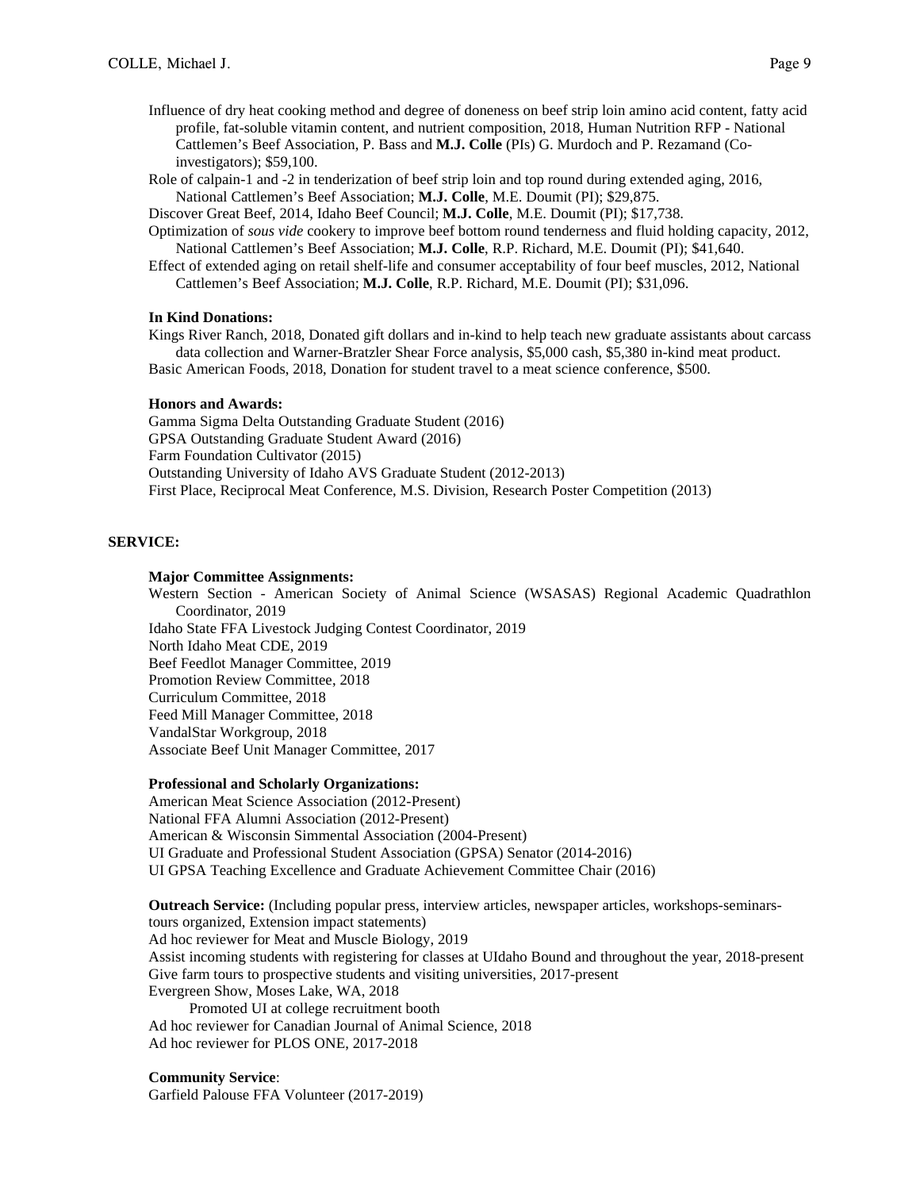Influence of dry heat cooking method and degree of doneness on beef strip loin amino acid content, fatty acid profile, fat-soluble vitamin content, and nutrient composition, 2018, Human Nutrition RFP - National Cattlemen's Beef Association, P. Bass and **M.J. Colle** (PIs) G. Murdoch and P. Rezamand (Co-investigators); $59,100.

Role of calpain-1 and -2 in tenderization of beef strip loin and top round during extended aging, 2016, National Cattlemen's Beef Association; **M.J. Colle**, M.E. Doumit (PI); $29,875.

Discover Great Beef, 2014, Idaho Beef Council; **M.J. Colle**, M.E. Doumit (PI); $17,738.

Optimization of *sous vide* cookery to improve beef bottom round tenderness and fluid holding capacity, 2012, National Cattlemen's Beef Association; **M.J. Colle**, R.P. Richard, M.E. Doumit (PI); $41,640.

Effect of extended aging on retail shelf-life and consumer acceptability of four beef muscles, 2012, National Cattlemen's Beef Association; **M.J. Colle**, R.P. Richard, M.E. Doumit (PI); $31,096.

**In Kind Donations:**

Kings River Ranch, 2018, Donated gift dollars and in-kind to help teach new graduate assistants about carcass data collection and Warner-Bratzler Shear Force analysis, $5,000 cash, $5,380 in-kind meat product.

Basic American Foods, 2018, Donation for student travel to a meat science conference, $500.

**Honors and Awards:**

Gamma Sigma Delta Outstanding Graduate Student (2016)
GPSA Outstanding Graduate Student Award (2016)
Farm Foundation Cultivator (2015)
Outstanding University of Idaho AVS Graduate Student (2012-2013)
First Place, Reciprocal Meat Conference, M.S. Division, Research Poster Competition (2013)

## SERVICE:

**Major Committee Assignments:**

Western Section - American Society of Animal Science (WSASAS) Regional Academic Quadrathlon Coordinator, 2019
Idaho State FFA Livestock Judging Contest Coordinator, 2019
North Idaho Meat CDE, 2019
Beef Feedlot Manager Committee, 2019
Promotion Review Committee, 2018
Curriculum Committee, 2018
Feed Mill Manager Committee, 2018
VandalStar Workgroup, 2018
Associate Beef Unit Manager Committee, 2017

**Professional and Scholarly Organizations:**

American Meat Science Association (2012-Present)
National FFA Alumni Association (2012-Present)
American & Wisconsin Simmental Association (2004-Present)
UI Graduate and Professional Student Association (GPSA) Senator (2014-2016)
UI GPSA Teaching Excellence and Graduate Achievement Committee Chair (2016)

**Outreach Service:** (Including popular press, interview articles, newspaper articles, workshops-seminars-tours organized, Extension impact statements)

Ad hoc reviewer for Meat and Muscle Biology, 2019
Assist incoming students with registering for classes at UIdaho Bound and throughout the year, 2018-present
Give farm tours to prospective students and visiting universities, 2017-present
Evergreen Show, Moses Lake, WA, 2018
    Promoted UI at college recruitment booth
Ad hoc reviewer for Canadian Journal of Animal Science, 2018
Ad hoc reviewer for PLOS ONE, 2017-2018

**Community Service**:

Garfield Palouse FFA Volunteer (2017-2019)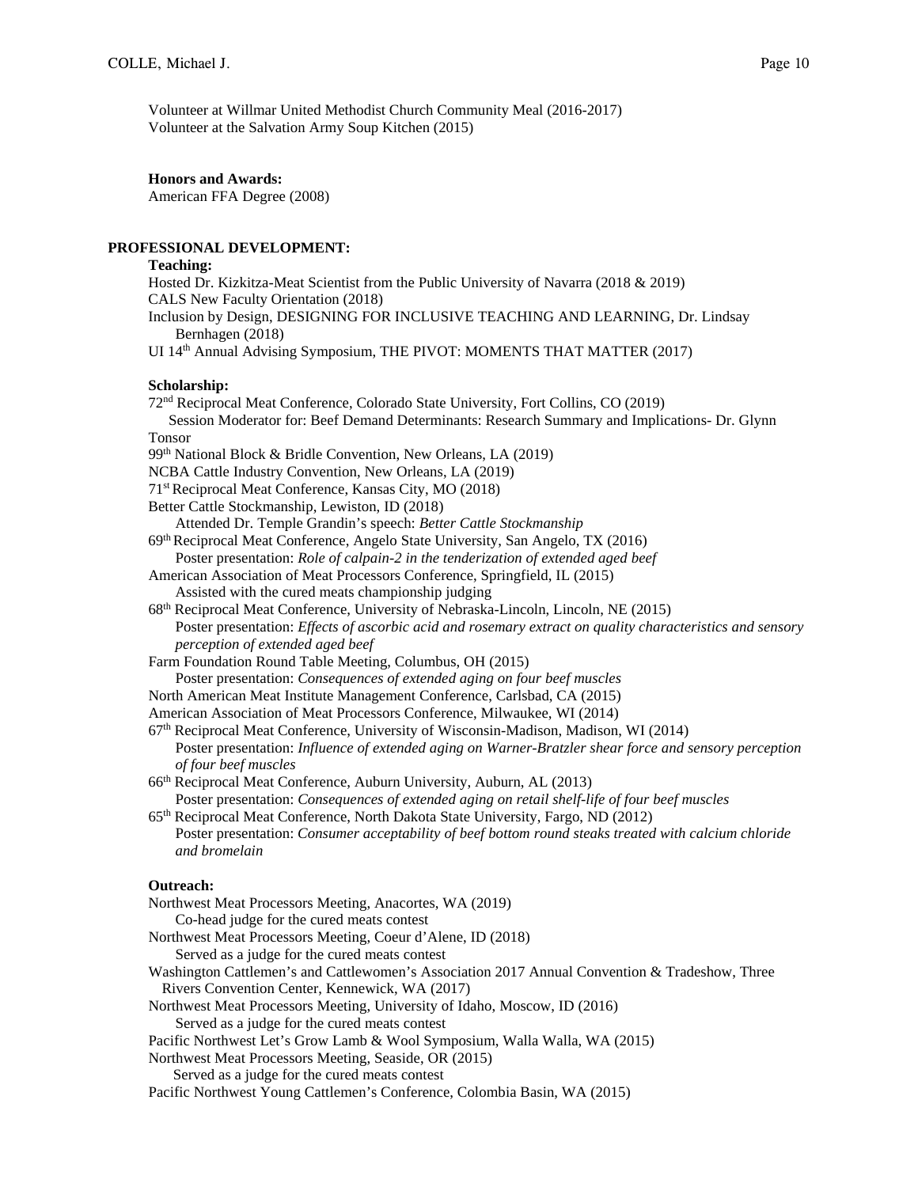Volunteer at Willmar United Methodist Church Community Meal (2016-2017)
Volunteer at the Salvation Army Soup Kitchen (2015)

**Honors and Awards:**
American FFA Degree (2008)

## PROFESSIONAL DEVELOPMENT:

**Teaching:**
Hosted Dr. Kizkitza-Meat Scientist from the Public University of Navarra (2018 & 2019)
CALS New Faculty Orientation (2018)
Inclusion by Design, DESIGNING FOR INCLUSIVE TEACHING AND LEARNING, Dr. Lindsay Bernhagen (2018)
UI 14th Annual Advising Symposium, THE PIVOT: MOMENTS THAT MATTER (2017)

**Scholarship:**
72nd Reciprocal Meat Conference, Colorado State University, Fort Collins, CO (2019)
Session Moderator for: Beef Demand Determinants: Research Summary and Implications- Dr. Glynn Tonsor
99th National Block & Bridle Convention, New Orleans, LA (2019)
NCBA Cattle Industry Convention, New Orleans, LA (2019)
71st Reciprocal Meat Conference, Kansas City, MO (2018)
Better Cattle Stockmanship, Lewiston, ID (2018)
Attended Dr. Temple Grandin's speech: *Better Cattle Stockmanship*
69th Reciprocal Meat Conference, Angelo State University, San Angelo, TX (2016)
Poster presentation: *Role of calpain-2 in the tenderization of extended aged beef*
American Association of Meat Processors Conference, Springfield, IL (2015)
Assisted with the cured meats championship judging
68th Reciprocal Meat Conference, University of Nebraska-Lincoln, Lincoln, NE (2015)
Poster presentation: *Effects of ascorbic acid and rosemary extract on quality characteristics and sensory perception of extended aged beef*
Farm Foundation Round Table Meeting, Columbus, OH (2015)
Poster presentation: *Consequences of extended aging on four beef muscles*
North American Meat Institute Management Conference, Carlsbad, CA (2015)
American Association of Meat Processors Conference, Milwaukee, WI (2014)
67th Reciprocal Meat Conference, University of Wisconsin-Madison, Madison, WI (2014)
Poster presentation: *Influence of extended aging on Warner-Bratzler shear force and sensory perception of four beef muscles*
66th Reciprocal Meat Conference, Auburn University, Auburn, AL (2013)
Poster presentation: *Consequences of extended aging on retail shelf-life of four beef muscles*
65th Reciprocal Meat Conference, North Dakota State University, Fargo, ND (2012)
Poster presentation: *Consumer acceptability of beef bottom round steaks treated with calcium chloride and bromelain*

**Outreach:**
Northwest Meat Processors Meeting, Anacortes, WA (2019)
Co-head judge for the cured meats contest
Northwest Meat Processors Meeting, Coeur d'Alene, ID (2018)
Served as a judge for the cured meats contest
Washington Cattlemen's and Cattlewomen's Association 2017 Annual Convention & Tradeshow, Three Rivers Convention Center, Kennewick, WA (2017)
Northwest Meat Processors Meeting, University of Idaho, Moscow, ID (2016)
Served as a judge for the cured meats contest
Pacific Northwest Let's Grow Lamb & Wool Symposium, Walla Walla, WA (2015)
Northwest Meat Processors Meeting, Seaside, OR (2015)
Served as a judge for the cured meats contest
Pacific Northwest Young Cattlemen's Conference, Colombia Basin, WA (2015)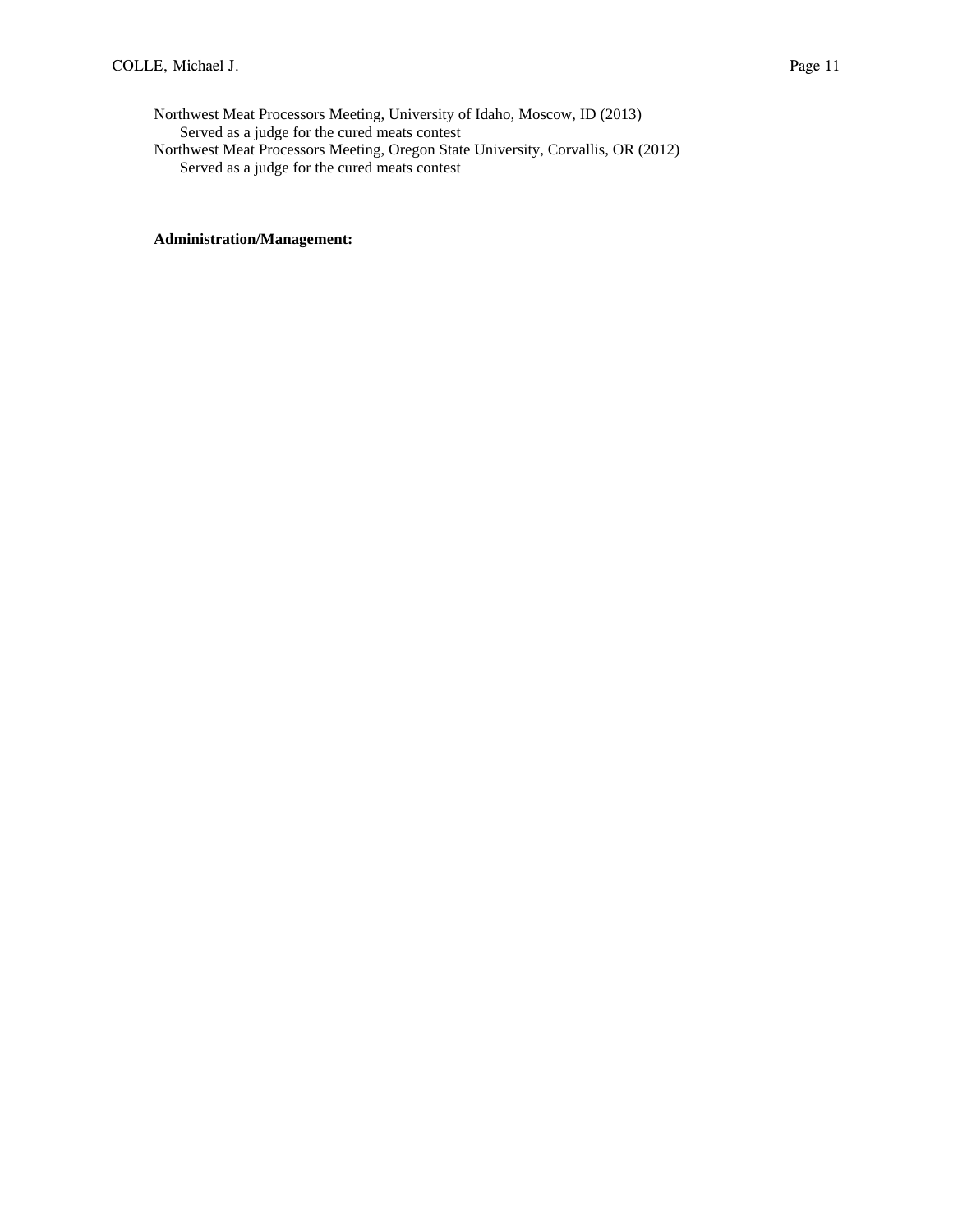Northwest Meat Processors Meeting, University of Idaho, Moscow, ID (2013)
  Served as a judge for the cured meats contest
Northwest Meat Processors Meeting, Oregon State University, Corvallis, OR (2012)
  Served as a judge for the cured meats contest

**Administration/Management:**